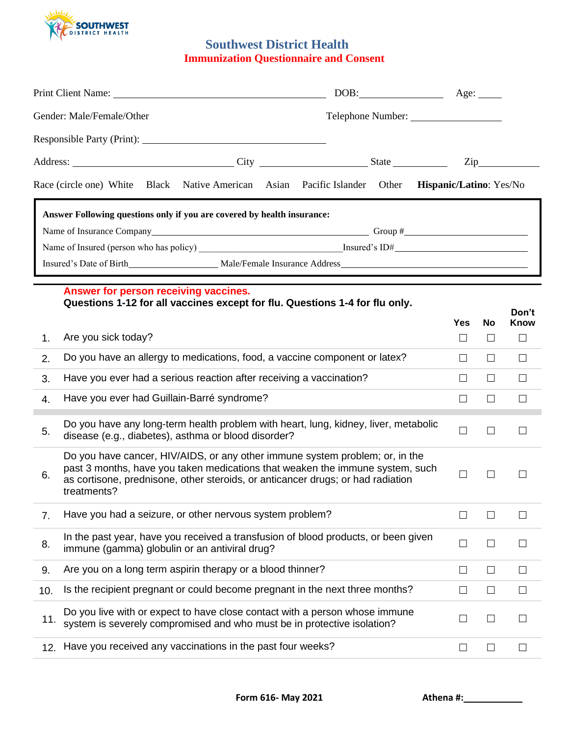# Southwest District Health

## Immunization Questionnaire and Consent

Print Client Name: ______________________________ DOB: ______________ Age: _____

Gender: Male/Female/Other Telephone Number: ________________

Responsible Party (Print): ______________________________

Address: ______________________ City ________________ State __________ Zip __________

Race (circle one) White Black Native American Asian Pacific Islander Other **Hispanic/Latino**: Yes/No

**Answer Following questions only if you are covered by health insurance:**

Name of Insurance Company______________________________ Group #________________

Name of Insured (person who has policy) ______________________Insured's ID#________________

Insured's Date of Birth______________ Male/Female Insurance Address______________________________

**Answer for person receiving vaccines.**
**Questions 1-12 for all vaccines except for flu. Questions 1-4 for flu only.**

| | | Yes | No | Don't Know |
|---|---|---|---|---|
| 1. | Are you sick today? | ☐ | ☐ | ☐ |
| 2. | Do you have an allergy to medications, food, a vaccine component or latex? | ☐ | ☐ | ☐ |
| 3. | Have you ever had a serious reaction after receiving a vaccination? | ☐ | ☐ | ☐ |
| 4. | Have you ever had Guillain-Barré syndrome? | ☐ | ☐ | ☐ |
| 5. | Do you have any long-term health problem with heart, lung, kidney, liver, metabolic disease (e.g., diabetes), asthma or blood disorder? | ☐ | ☐ | ☐ |
| 6. | Do you have cancer, HIV/AIDS, or any other immune system problem; or, in the past 3 months, have you taken medications that weaken the immune system, such as cortisone, prednisone, other steroids, or anticancer drugs; or had radiation treatments? | ☐ | ☐ | ☐ |
| 7. | Have you had a seizure, or other nervous system problem? | ☐ | ☐ | ☐ |
| 8. | In the past year, have you received a transfusion of blood products, or been given immune (gamma) globulin or an antiviral drug? | ☐ | ☐ | ☐ |
| 9. | Are you on a long term aspirin therapy or a blood thinner? | ☐ | ☐ | ☐ |
| 10. | Is the recipient pregnant or could become pregnant in the next three months? | ☐ | ☐ | ☐ |
| 11. | Do you live with or expect to have close contact with a person whose immune system is severely compromised and who must be in protective isolation? | ☐ | ☐ | ☐ |
| 12. | Have you received any vaccinations in the past four weeks? | ☐ | ☐ | ☐ |

**Form 616- May 2021** **Athena #:**____________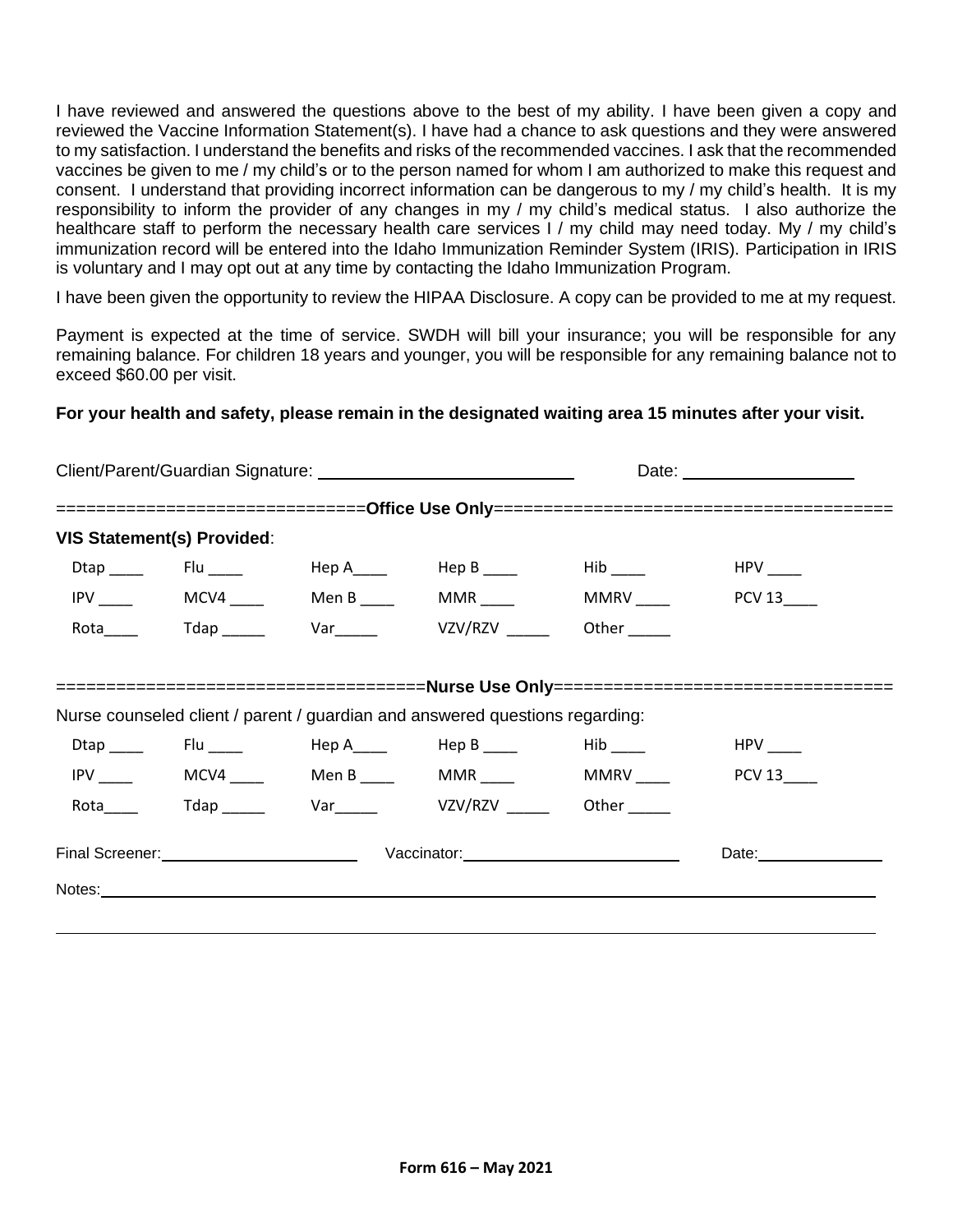I have reviewed and answered the questions above to the best of my ability. I have been given a copy and reviewed the Vaccine Information Statement(s). I have had a chance to ask questions and they were answered to my satisfaction. I understand the benefits and risks of the recommended vaccines. I ask that the recommended vaccines be given to me / my child's or to the person named for whom I am authorized to make this request and consent. I understand that providing incorrect information can be dangerous to my / my child's health. It is my responsibility to inform the provider of any changes in my / my child's medical status. I also authorize the healthcare staff to perform the necessary health care services I / my child may need today. My / my child's immunization record will be entered into the Idaho Immunization Reminder System (IRIS). Participation in IRIS is voluntary and I may opt out at any time by contacting the Idaho Immunization Program.

I have been given the opportunity to review the HIPAA Disclosure. A copy can be provided to me at my request.

Payment is expected at the time of service. SWDH will bill your insurance; you will be responsible for any remaining balance. For children 18 years and younger, you will be responsible for any remaining balance not to exceed $60.00 per visit.

**For your health and safety, please remain in the designated waiting area 15 minutes after your visit.**

Client/Parent/Guardian Signature: ____________________________ Date: ____________________

==============================**Office Use Only**=======================================

**VIS Statement(s) Provided**:

| | | | | | |
|---|---|---|---|---|---|
| Dtap ____ | Flu ____ | Hep A____ | Hep B ____ | Hib ____ | HPV ____ |
| IPV ____ | MCV4 ____ | Men B ____ | MMR ____ | MMRV ____ | PCV 13____ |
| Rota____ | Tdap _____ | Var_____ | VZV/RZV _____ | Other _____ | |

===================================**Nurse Use Only**=================================

Nurse counseled client / parent / guardian and answered questions regarding:

| | | | | | |
|---|---|---|---|---|---|
| Dtap ____ | Flu ____ | Hep A____ | Hep B ____ | Hib ____ | HPV ____ |
| IPV ____ | MCV4 ____ | Men B ____ | MMR ____ | MMRV ____ | PCV 13____ |
| Rota____ | Tdap _____ | Var_____ | VZV/RZV _____ | Other _____ | |

Final Screener: ________________________ Vaccinator: ___________________________ Date: _______________

Notes: ______________________________________________________________________________

______________________________________________________________________________________

**Form 616 – May 2021**